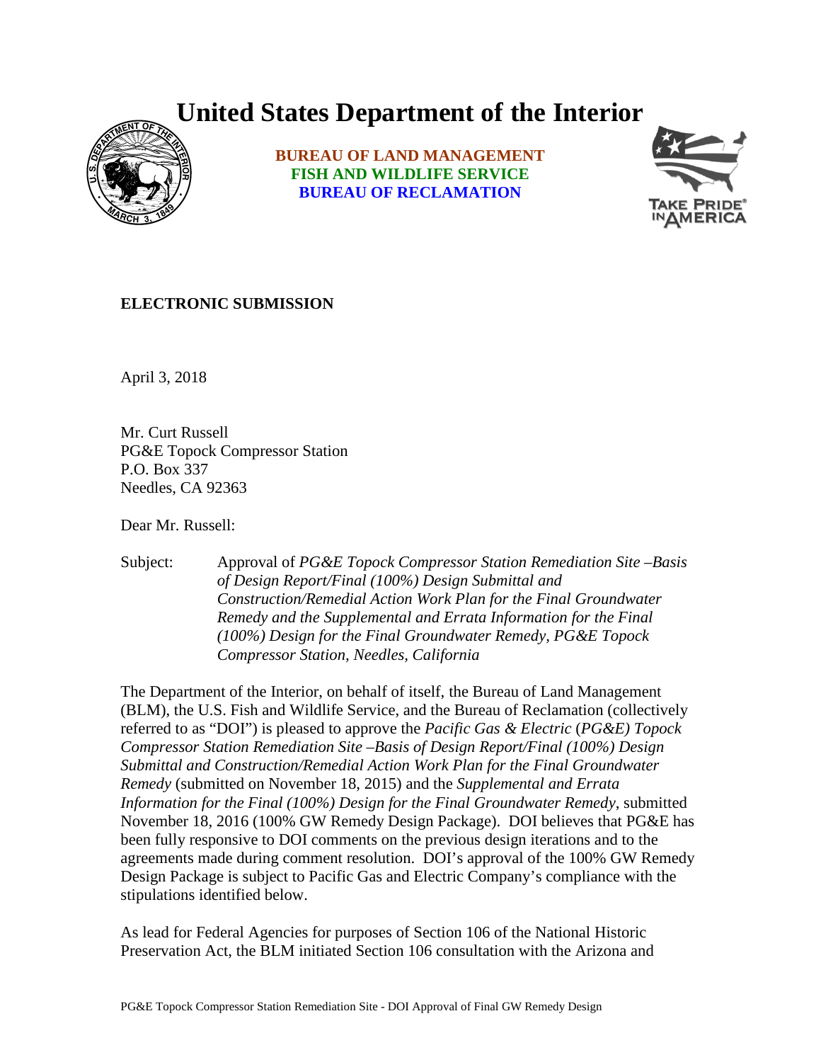# United States Department of the Interior

**BUREAU OF LAND MANAGEMENT**
**FISH AND WILDLIFE SERVICE**
**BUREAU OF RECLAMATION**

**ELECTRONIC SUBMISSION**

April 3, 2018

Mr. Curt Russell
PG&E Topock Compressor Station
P.O. Box 337
Needles, CA 92363

Dear Mr. Russell:

Subject: Approval of *PG&E Topock Compressor Station Remediation Site –Basis of Design Report/Final (100%) Design Submittal and Construction/Remedial Action Work Plan for the Final Groundwater Remedy and the Supplemental and Errata Information for the Final (100%) Design for the Final Groundwater Remedy, PG&E Topock Compressor Station, Needles, California*

The Department of the Interior, on behalf of itself, the Bureau of Land Management (BLM), the U.S. Fish and Wildlife Service, and the Bureau of Reclamation (collectively referred to as "DOI") is pleased to approve the *Pacific Gas & Electric* (*PG&E) Topock Compressor Station Remediation Site –Basis of Design Report/Final (100%) Design Submittal and Construction/Remedial Action Work Plan for the Final Groundwater Remedy* (submitted on November 18, 2015) and the *Supplemental and Errata Information for the Final (100%) Design for the Final Groundwater Remedy*, submitted November 18, 2016 (100% GW Remedy Design Package). DOI believes that PG&E has been fully responsive to DOI comments on the previous design iterations and to the agreements made during comment resolution. DOI's approval of the 100% GW Remedy Design Package is subject to Pacific Gas and Electric Company's compliance with the stipulations identified below.

As lead for Federal Agencies for purposes of Section 106 of the National Historic Preservation Act, the BLM initiated Section 106 consultation with the Arizona and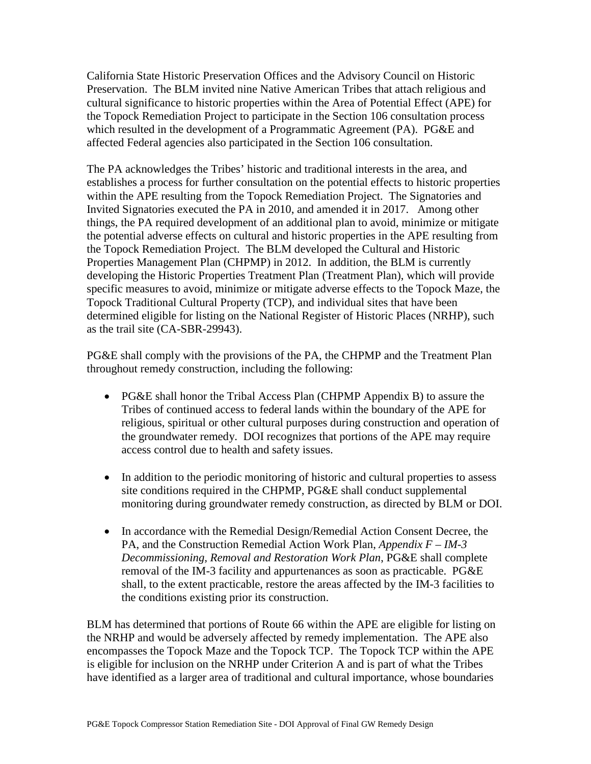California State Historic Preservation Offices and the Advisory Council on Historic Preservation. The BLM invited nine Native American Tribes that attach religious and cultural significance to historic properties within the Area of Potential Effect (APE) for the Topock Remediation Project to participate in the Section 106 consultation process which resulted in the development of a Programmatic Agreement (PA). PG&E and affected Federal agencies also participated in the Section 106 consultation.

The PA acknowledges the Tribes' historic and traditional interests in the area, and establishes a process for further consultation on the potential effects to historic properties within the APE resulting from the Topock Remediation Project. The Signatories and Invited Signatories executed the PA in 2010, and amended it in 2017. Among other things, the PA required development of an additional plan to avoid, minimize or mitigate the potential adverse effects on cultural and historic properties in the APE resulting from the Topock Remediation Project. The BLM developed the Cultural and Historic Properties Management Plan (CHPMP) in 2012. In addition, the BLM is currently developing the Historic Properties Treatment Plan (Treatment Plan), which will provide specific measures to avoid, minimize or mitigate adverse effects to the Topock Maze, the Topock Traditional Cultural Property (TCP), and individual sites that have been determined eligible for listing on the National Register of Historic Places (NRHP), such as the trail site (CA-SBR-29943).

PG&E shall comply with the provisions of the PA, the CHPMP and the Treatment Plan throughout remedy construction, including the following:

- PG&E shall honor the Tribal Access Plan (CHPMP Appendix B) to assure the Tribes of continued access to federal lands within the boundary of the APE for religious, spiritual or other cultural purposes during construction and operation of the groundwater remedy. DOI recognizes that portions of the APE may require access control due to health and safety issues.

- In addition to the periodic monitoring of historic and cultural properties to assess site conditions required in the CHPMP, PG&E shall conduct supplemental monitoring during groundwater remedy construction, as directed by BLM or DOI.

- In accordance with the Remedial Design/Remedial Action Consent Decree, the PA, and the Construction Remedial Action Work Plan, *Appendix F – IM-3 Decommissioning, Removal and Restoration Work Plan*, PG&E shall complete removal of the IM-3 facility and appurtenances as soon as practicable. PG&E shall, to the extent practicable, restore the areas affected by the IM-3 facilities to the conditions existing prior its construction.

BLM has determined that portions of Route 66 within the APE are eligible for listing on the NRHP and would be adversely affected by remedy implementation. The APE also encompasses the Topock Maze and the Topock TCP. The Topock TCP within the APE is eligible for inclusion on the NRHP under Criterion A and is part of what the Tribes have identified as a larger area of traditional and cultural importance, whose boundaries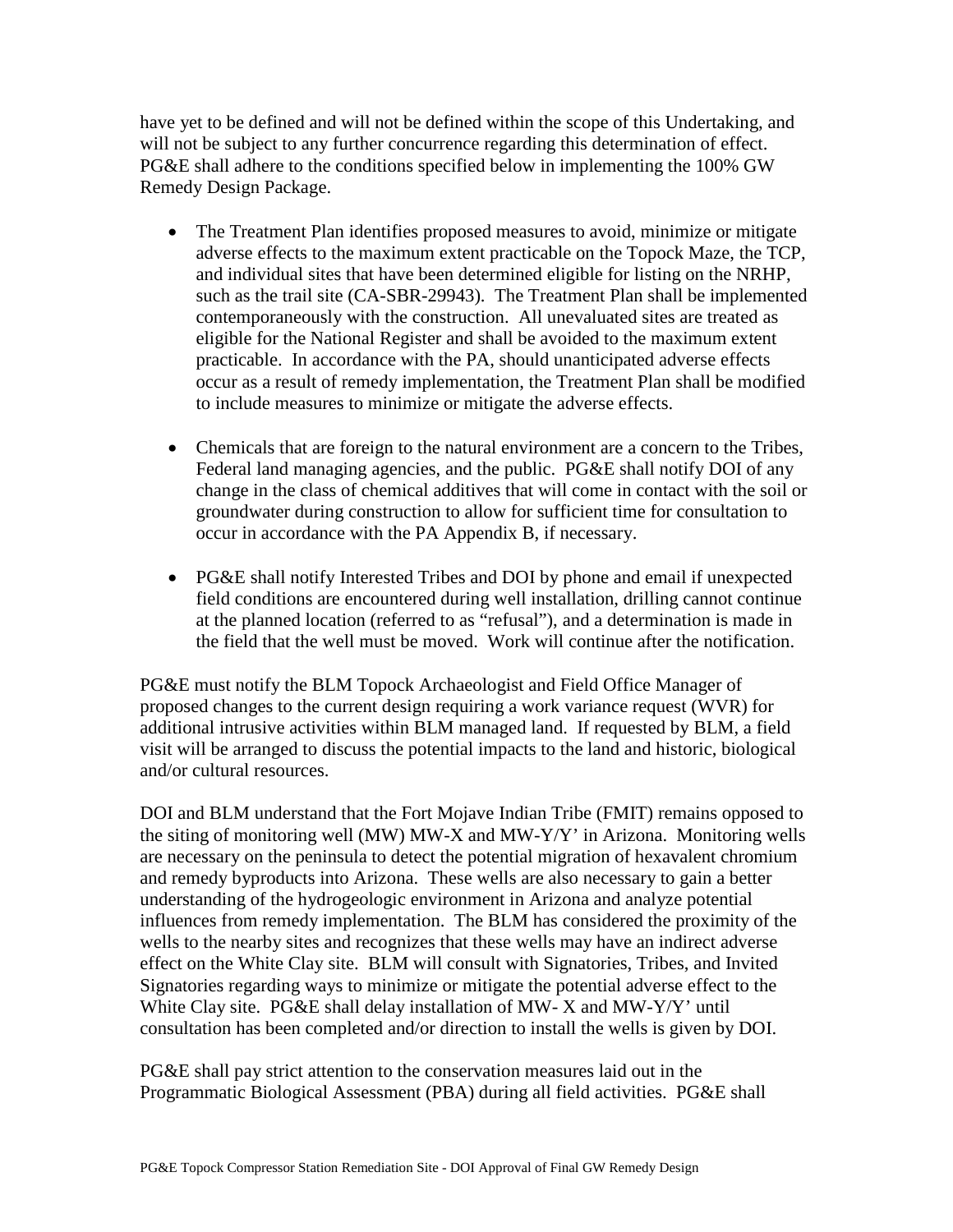have yet to be defined and will not be defined within the scope of this Undertaking, and will not be subject to any further concurrence regarding this determination of effect. PG&E shall adhere to the conditions specified below in implementing the 100% GW Remedy Design Package.

- The Treatment Plan identifies proposed measures to avoid, minimize or mitigate adverse effects to the maximum extent practicable on the Topock Maze, the TCP, and individual sites that have been determined eligible for listing on the NRHP, such as the trail site (CA-SBR-29943). The Treatment Plan shall be implemented contemporaneously with the construction. All unevaluated sites are treated as eligible for the National Register and shall be avoided to the maximum extent practicable. In accordance with the PA, should unanticipated adverse effects occur as a result of remedy implementation, the Treatment Plan shall be modified to include measures to minimize or mitigate the adverse effects.

- Chemicals that are foreign to the natural environment are a concern to the Tribes, Federal land managing agencies, and the public. PG&E shall notify DOI of any change in the class of chemical additives that will come in contact with the soil or groundwater during construction to allow for sufficient time for consultation to occur in accordance with the PA Appendix B, if necessary.

- PG&E shall notify Interested Tribes and DOI by phone and email if unexpected field conditions are encountered during well installation, drilling cannot continue at the planned location (referred to as "refusal"), and a determination is made in the field that the well must be moved. Work will continue after the notification.

PG&E must notify the BLM Topock Archaeologist and Field Office Manager of proposed changes to the current design requiring a work variance request (WVR) for additional intrusive activities within BLM managed land. If requested by BLM, a field visit will be arranged to discuss the potential impacts to the land and historic, biological and/or cultural resources.

DOI and BLM understand that the Fort Mojave Indian Tribe (FMIT) remains opposed to the siting of monitoring well (MW) MW-X and MW-Y/Y' in Arizona. Monitoring wells are necessary on the peninsula to detect the potential migration of hexavalent chromium and remedy byproducts into Arizona. These wells are also necessary to gain a better understanding of the hydrogeologic environment in Arizona and analyze potential influences from remedy implementation. The BLM has considered the proximity of the wells to the nearby sites and recognizes that these wells may have an indirect adverse effect on the White Clay site. BLM will consult with Signatories, Tribes, and Invited Signatories regarding ways to minimize or mitigate the potential adverse effect to the White Clay site. PG&E shall delay installation of MW- X and MW-Y/Y' until consultation has been completed and/or direction to install the wells is given by DOI.

PG&E shall pay strict attention to the conservation measures laid out in the Programmatic Biological Assessment (PBA) during all field activities. PG&E shall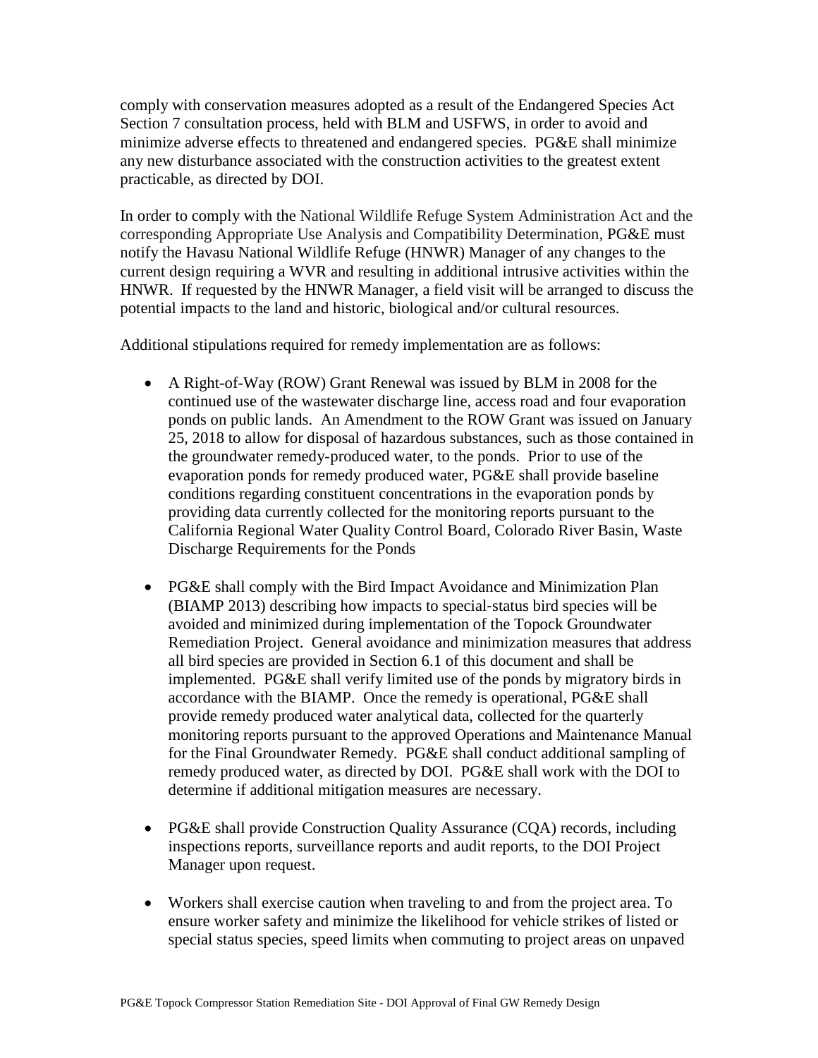comply with conservation measures adopted as a result of the Endangered Species Act Section 7 consultation process, held with BLM and USFWS, in order to avoid and minimize adverse effects to threatened and endangered species. PG&E shall minimize any new disturbance associated with the construction activities to the greatest extent practicable, as directed by DOI.

In order to comply with the National Wildlife Refuge System Administration Act and the corresponding Appropriate Use Analysis and Compatibility Determination, PG&E must notify the Havasu National Wildlife Refuge (HNWR) Manager of any changes to the current design requiring a WVR and resulting in additional intrusive activities within the HNWR. If requested by the HNWR Manager, a field visit will be arranged to discuss the potential impacts to the land and historic, biological and/or cultural resources.

Additional stipulations required for remedy implementation are as follows:

- A Right-of-Way (ROW) Grant Renewal was issued by BLM in 2008 for the continued use of the wastewater discharge line, access road and four evaporation ponds on public lands. An Amendment to the ROW Grant was issued on January 25, 2018 to allow for disposal of hazardous substances, such as those contained in the groundwater remedy-produced water, to the ponds. Prior to use of the evaporation ponds for remedy produced water, PG&E shall provide baseline conditions regarding constituent concentrations in the evaporation ponds by providing data currently collected for the monitoring reports pursuant to the California Regional Water Quality Control Board, Colorado River Basin, Waste Discharge Requirements for the Ponds

- PG&E shall comply with the Bird Impact Avoidance and Minimization Plan (BIAMP 2013) describing how impacts to special-status bird species will be avoided and minimized during implementation of the Topock Groundwater Remediation Project. General avoidance and minimization measures that address all bird species are provided in Section 6.1 of this document and shall be implemented. PG&E shall verify limited use of the ponds by migratory birds in accordance with the BIAMP. Once the remedy is operational, PG&E shall provide remedy produced water analytical data, collected for the quarterly monitoring reports pursuant to the approved Operations and Maintenance Manual for the Final Groundwater Remedy. PG&E shall conduct additional sampling of remedy produced water, as directed by DOI. PG&E shall work with the DOI to determine if additional mitigation measures are necessary.

- PG&E shall provide Construction Quality Assurance (CQA) records, including inspections reports, surveillance reports and audit reports, to the DOI Project Manager upon request.

- Workers shall exercise caution when traveling to and from the project area. To ensure worker safety and minimize the likelihood for vehicle strikes of listed or special status species, speed limits when commuting to project areas on unpaved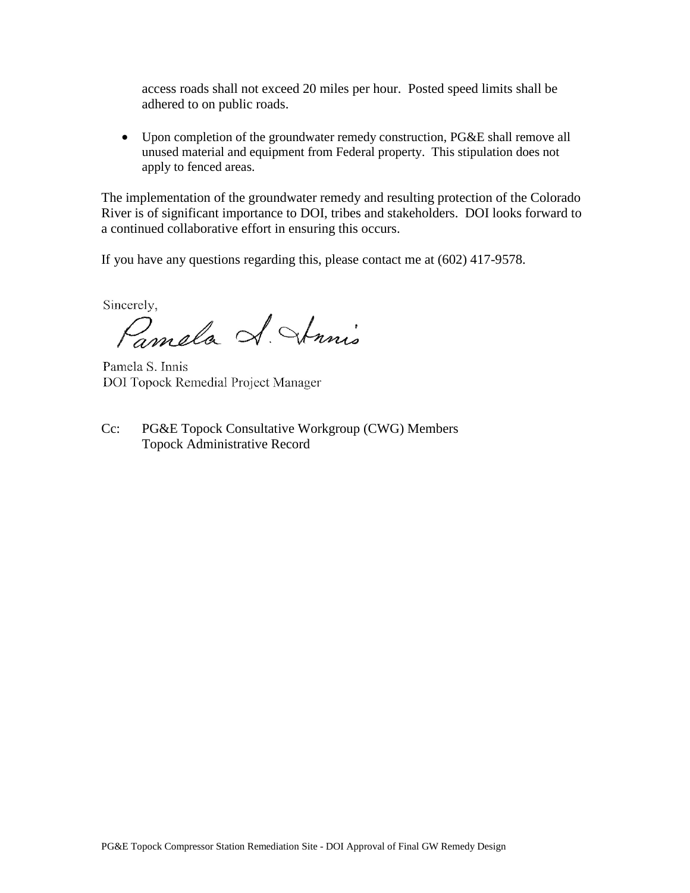access roads shall not exceed 20 miles per hour. Posted speed limits shall be adhered to on public roads.

- Upon completion of the groundwater remedy construction, PG&E shall remove all unused material and equipment from Federal property. This stipulation does not apply to fenced areas.

The implementation of the groundwater remedy and resulting protection of the Colorado River is of significant importance to DOI, tribes and stakeholders. DOI looks forward to a continued collaborative effort in ensuring this occurs.

If you have any questions regarding this, please contact me at (602) 417-9578.

Sincerely,

Pamela S. Innis

Pamela S. Innis
DOI Topock Remedial Project Manager

Cc: PG&E Topock Consultative Workgroup (CWG) Members
Topock Administrative Record